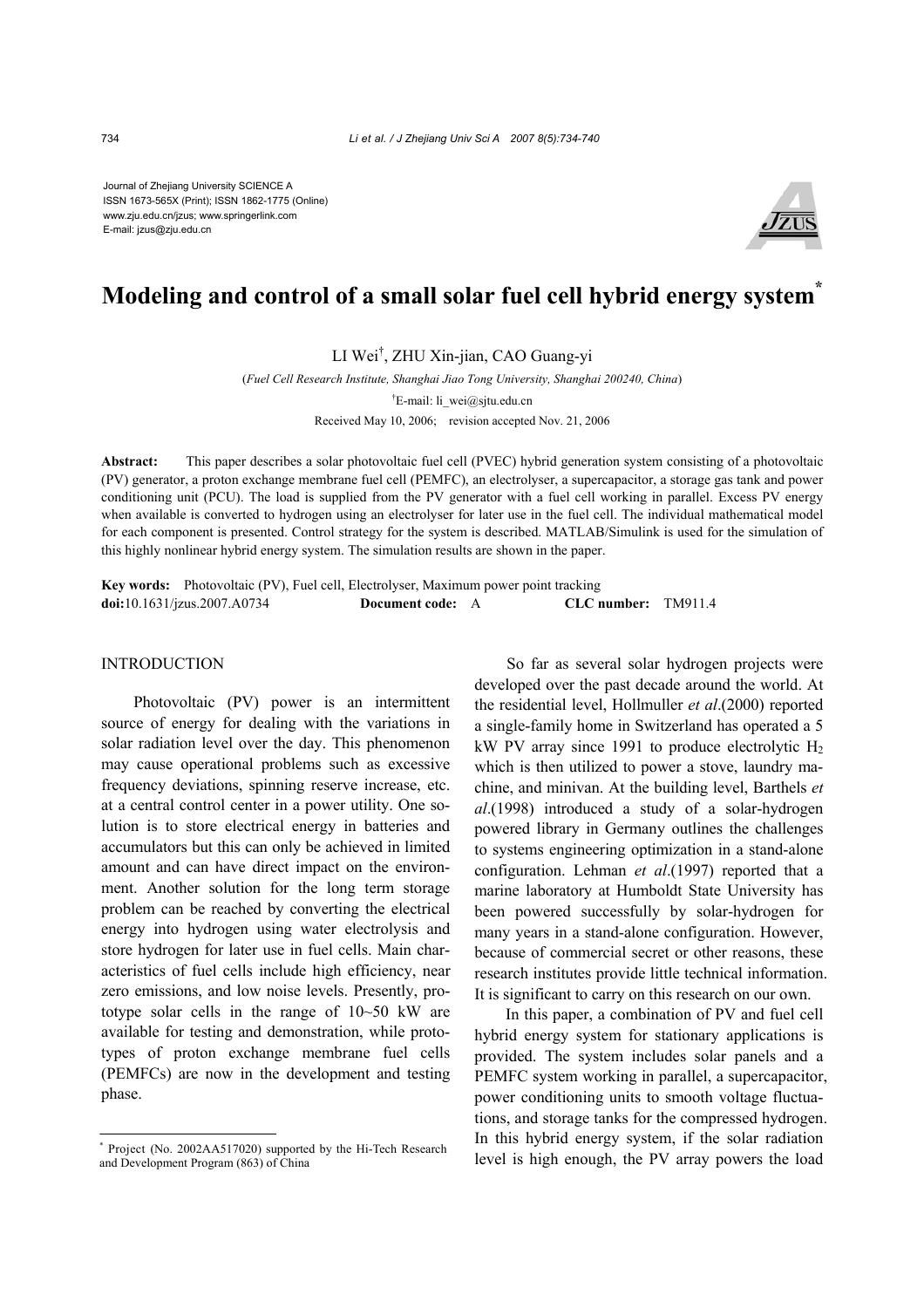Journal of Zhejiang University SCIENCE A
ISSN 1673-565X (Print); ISSN 1862-1775 (Online)
www.zju.edu.cn/jzus; www.springerlink.com
E-mail: jzus@zju.edu.cn

# Modeling and control of a small solar fuel cell hybrid energy system*

LI Wei†, ZHU Xin-jian, CAO Guang-yi

(*Fuel Cell Research Institute, Shanghai Jiao Tong University, Shanghai 200240, China*)

†E-mail: li_wei@sjtu.edu.cn

Received May 10, 2006; revision accepted Nov. 21, 2006

**Abstract:** This paper describes a solar photovoltaic fuel cell (PVEC) hybrid generation system consisting of a photovoltaic (PV) generator, a proton exchange membrane fuel cell (PEMFC), an electrolyser, a supercapacitor, a storage gas tank and power conditioning unit (PCU). The load is supplied from the PV generator with a fuel cell working in parallel. Excess PV energy when available is converted to hydrogen using an electrolyser for later use in the fuel cell. The individual mathematical model for each component is presented. Control strategy for the system is described. MATLAB/Simulink is used for the simulation of this highly nonlinear hybrid energy system. The simulation results are shown in the paper.

**Key words:** Photovoltaic (PV), Fuel cell, Electrolyser, Maximum power point tracking
**doi:**10.1631/jzus.2007.A0734 **Document code:** A **CLC number:** TM911.4

## INTRODUCTION

Photovoltaic (PV) power is an intermittent source of energy for dealing with the variations in solar radiation level over the day. This phenomenon may cause operational problems such as excessive frequency deviations, spinning reserve increase, etc. at a central control center in a power utility. One solution is to store electrical energy in batteries and accumulators but this can only be achieved in limited amount and can have direct impact on the environment. Another solution for the long term storage problem can be reached by converting the electrical energy into hydrogen using water electrolysis and store hydrogen for later use in fuel cells. Main characteristics of fuel cells include high efficiency, near zero emissions, and low noise levels. Presently, prototype solar cells in the range of 10~50 kW are available for testing and demonstration, while prototypes of proton exchange membrane fuel cells (PEMFCs) are now in the development and testing phase.

So far as several solar hydrogen projects were developed over the past decade around the world. At the residential level, Hollmuller *et al*.(2000) reported a single-family home in Switzerland has operated a 5 kW PV array since 1991 to produce electrolytic $H_2$ which is then utilized to power a stove, laundry machine, and minivan. At the building level, Barthels *et al*.(1998) introduced a study of a solar-hydrogen powered library in Germany outlines the challenges to systems engineering optimization in a stand-alone configuration. Lehman *et al*.(1997) reported that a marine laboratory at Humboldt State University has been powered successfully by solar-hydrogen for many years in a stand-alone configuration. However, because of commercial secret or other reasons, these research institutes provide little technical information. It is significant to carry on this research on our own.

In this paper, a combination of PV and fuel cell hybrid energy system for stationary applications is provided. The system includes solar panels and a PEMFC system working in parallel, a supercapacitor, power conditioning units to smooth voltage fluctuations, and storage tanks for the compressed hydrogen. In this hybrid energy system, if the solar radiation level is high enough, the PV array powers the load

---

\* Project (No. 2002AA517020) supported by the Hi-Tech Research and Development Program (863) of China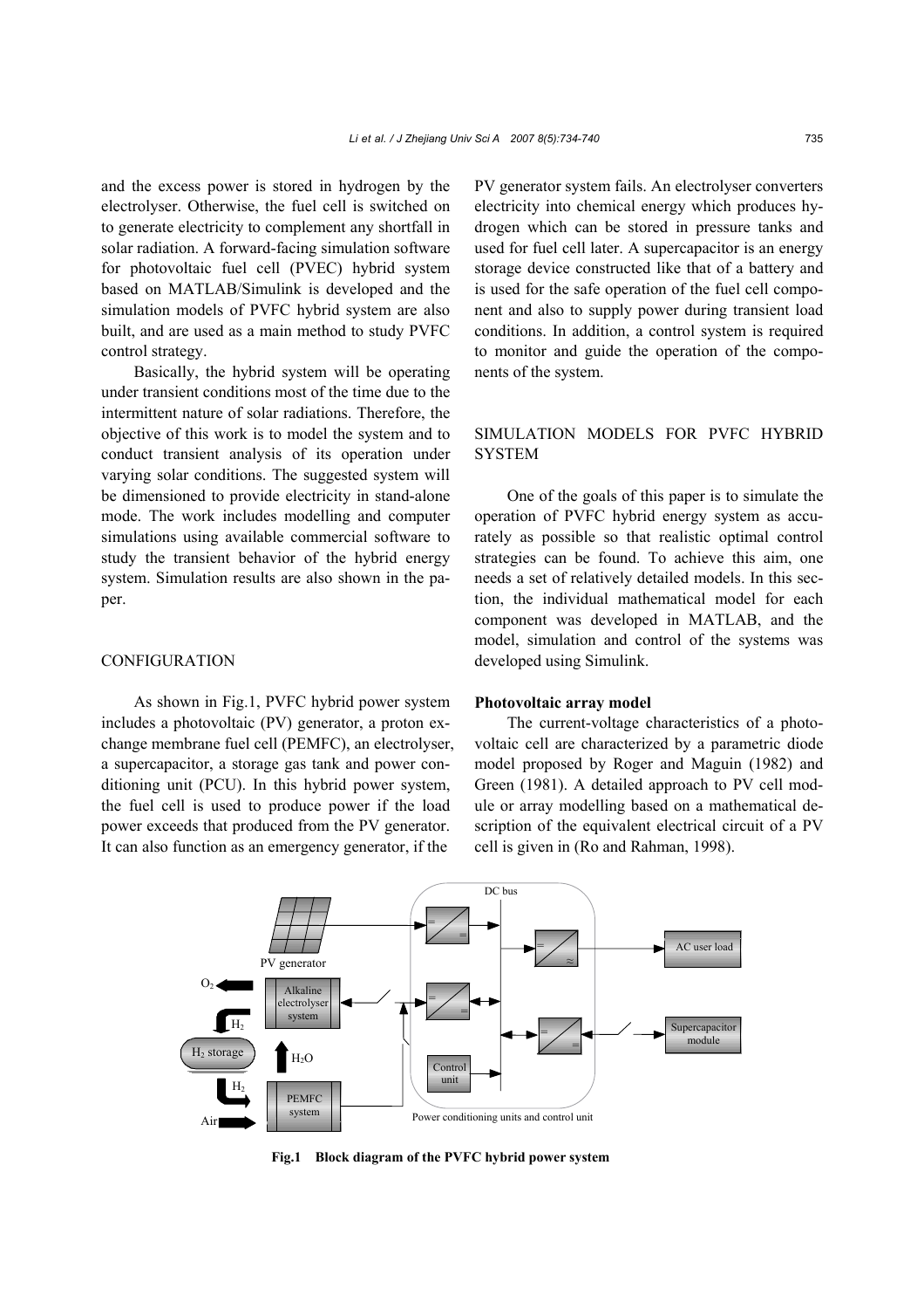and the excess power is stored in hydrogen by the electrolyser. Otherwise, the fuel cell is switched on to generate electricity to complement any shortfall in solar radiation. A forward-facing simulation software for photovoltaic fuel cell (PVEC) hybrid system based on MATLAB/Simulink is developed and the simulation models of PVFC hybrid system are also built, and are used as a main method to study PVFC control strategy.

Basically, the hybrid system will be operating under transient conditions most of the time due to the intermittent nature of solar radiations. Therefore, the objective of this work is to model the system and to conduct transient analysis of its operation under varying solar conditions. The suggested system will be dimensioned to provide electricity in stand-alone mode. The work includes modelling and computer simulations using available commercial software to study the transient behavior of the hybrid energy system. Simulation results are also shown in the paper.

## CONFIGURATION

As shown in Fig.1, PVFC hybrid power system includes a photovoltaic (PV) generator, a proton exchange membrane fuel cell (PEMFC), an electrolyser, a supercapacitor, a storage gas tank and power conditioning unit (PCU). In this hybrid power system, the fuel cell is used to produce power if the load power exceeds that produced from the PV generator. It can also function as an emergency generator, if the PV generator system fails. An electrolyser converters electricity into chemical energy which produces hydrogen which can be stored in pressure tanks and used for fuel cell later. A supercapacitor is an energy storage device constructed like that of a battery and is used for the safe operation of the fuel cell component and also to supply power during transient load conditions. In addition, a control system is required to monitor and guide the operation of the components of the system.

## SIMULATION MODELS FOR PVFC HYBRID SYSTEM

One of the goals of this paper is to simulate the operation of PVFC hybrid energy system as accurately as possible so that realistic optimal control strategies can be found. To achieve this aim, one needs a set of relatively detailed models. In this section, the individual mathematical model for each component was developed in MATLAB, and the model, simulation and control of the systems was developed using Simulink.

### Photovoltaic array model

The current-voltage characteristics of a photovoltaic cell are characterized by a parametric diode model proposed by Roger and Maguin (1982) and Green (1981). A detailed approach to PV cell module or array modelling based on a mathematical description of the equivalent electrical circuit of a PV cell is given in (Ro and Rahman, 1998).

**Fig.1 Block diagram of the PVFC hybrid power system**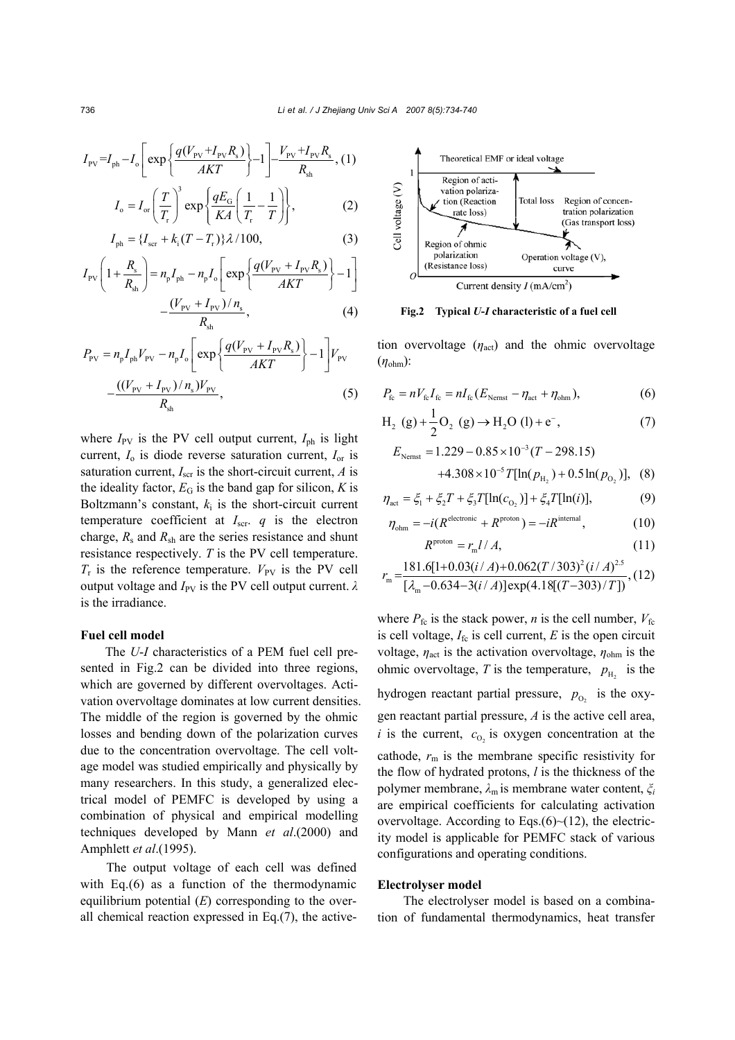$$I_{PV} = I_{ph} - I_o \left[ \exp\left\{ \frac{q(V_{PV} + I_{PV} R_s)}{AKT} \right\} - 1 \right] - \frac{V_{PV} + I_{PV} R_s}{R_{sh}}, \quad (1)$$

$$I_o = I_{or} \left( \frac{T}{T_r} \right)^3 \exp\left\{ \frac{qE_G}{KA} \left( \frac{1}{T_r} - \frac{1}{T} \right) \right\}, \quad (2)$$

$$I_{ph} = \{ I_{scr} + k_i (T - T_r) \} \lambda / 100, \quad (3)$$

$$I_{PV} \left( 1 + \frac{R_s}{R_{sh}} \right) = n_p I_{ph} - n_p I_o \left[ \exp\left\{ \frac{q(V_{PV} + I_{PV} R_s)}{AKT} \right\} - 1 \right] - \frac{(V_{PV} + I_{PV}) / n_s}{R_{sh}}, \quad (4)$$

$$P_{PV} = n_p I_{ph} V_{PV} - n_p I_o \left[ \exp\left\{ \frac{q(V_{PV} + I_{PV} R_s)}{AKT} \right\} - 1 \right] V_{PV} - \frac{((V_{PV} + I_{PV}) / n_s) V_{PV}}{R_{sh}}, \quad (5)$$

where $I_{PV}$ is the PV cell output current, $I_{ph}$ is light current, $I_o$ is diode reverse saturation current, $I_{or}$ is saturation current, $I_{scr}$ is the short-circuit current, $A$ is the ideality factor, $E_G$ is the band gap for silicon, $K$ is Boltzmann's constant, $k_i$ is the short-circuit current temperature coefficient at $I_{scr}$. $q$ is the electron charge, $R_s$ and $R_{sh}$ are the series resistance and shunt resistance respectively. $T$ is the PV cell temperature. $T_r$ is the reference temperature. $V_{PV}$ is the PV cell output voltage and $I_{PV}$ is the PV cell output current. $\lambda$ is the irradiance.

**Fuel cell model**

The *U-I* characteristics of a PEM fuel cell presented in Fig.2 can be divided into three regions, which are governed by different overvoltages. Activation overvoltage dominates at low current densities. The middle of the region is governed by the ohmic losses and bending down of the polarization curves due to the concentration overvoltage. The cell voltage model was studied empirically and physically by many researchers. In this study, a generalized electrical model of PEMFC is developed by using a combination of physical and empirical modelling techniques developed by Mann *et al*.(2000) and Amphlett *et al*.(1995).

The output voltage of each cell was defined with Eq.(6) as a function of the thermodynamic equilibrium potential ($E$) corresponding to the overall chemical reaction expressed in Eq.(7), the activation overvoltage ($\eta_{act}$) and the ohmic overvoltage ($\eta_{ohm}$):

**Fig.2 Typical *U-I* characteristic of a fuel cell**

$$P_{fc} = nV_{fc} I_{fc} = nI_{fc} (E_{Nernst} - \eta_{act} + \eta_{ohm}), \quad (6)$$

$$H_2\ (g) + \frac{1}{2} O_2\ (g) \rightarrow H_2O\ (l) + e^-, \quad (7)$$

$$E_{Nernst} = 1.229 - 0.85 \times 10^{-3} (T - 298.15) + 4.308 \times 10^{-5} T [\ln(p_{H_2}) + 0.5 \ln(p_{O_2})], \quad (8)$$

$$\eta_{act} = \xi_1 + \xi_2 T + \xi_3 T [\ln(c_{O_2})] + \xi_4 T [\ln(i)], \quad (9)$$

$$\eta_{ohm} = -i(R^{electronic} + R^{proton}) = -iR^{internal}, \quad (10)$$

$$R^{proton} = r_m l / A, \quad (11)$$

$$r_m = \frac{181.6[1 + 0.03(i/A) + 0.062(T/303)^2 (i/A)^{2.5}}{[\lambda_m - 0.634 - 3(i/A)] \exp(4.18[(T - 303)/T])}, \quad (12)$$

where $P_{fc}$ is the stack power, $n$ is the cell number, $V_{fc}$ is cell voltage, $I_{fc}$ is cell current, $E$ is the open circuit voltage, $\eta_{act}$ is the activation overvoltage, $\eta_{ohm}$ is the ohmic overvoltage, $T$ is the temperature, $p_{H_2}$ is the hydrogen reactant partial pressure, $p_{O_2}$ is the oxygen reactant partial pressure, $A$ is the active cell area, $i$ is the current, $c_{O_2}$ is oxygen concentration at the cathode, $r_m$ is the membrane specific resistivity for the flow of hydrated protons, $l$ is the thickness of the polymer membrane, $\lambda_m$ is membrane water content, $\xi_i$ are empirical coefficients for calculating activation overvoltage. According to Eqs.(6)~(12), the electricity model is applicable for PEMFC stack of various configurations and operating conditions.

**Electrolyser model**

The electrolyser model is based on a combination of fundamental thermodynamics, heat transfer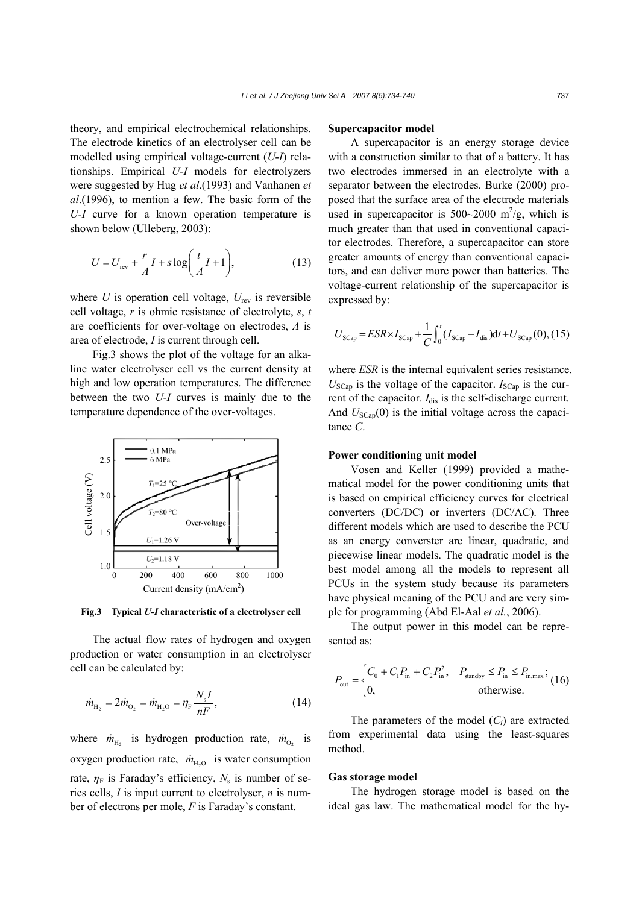theory, and empirical electrochemical relationships. The electrode kinetics of an electrolyser cell can be modelled using empirical voltage-current (*U*-*I*) relationships. Empirical *U*-*I* models for electrolyzers were suggested by Hug *et al*.(1993) and Vanhanen *et al*.(1996), to mention a few. The basic form of the *U*-*I* curve for a known operation temperature is shown below (Ulleberg, 2003):

$$U = U_{\text{rev}} + \frac{r}{A}I + s\log\left(\frac{t}{A}I + 1\right), \tag{13}$$

where $U$ is operation cell voltage, $U_{\text{rev}}$ is reversible cell voltage, $r$ is ohmic resistance of electrolyte, $s$, $t$ are coefficients for over-voltage on electrodes, $A$ is area of electrode, $I$ is current through cell.

Fig.3 shows the plot of the voltage for an alkaline water electrolyser cell vs the current density at high and low operation temperatures. The difference between the two *U*-*I* curves is mainly due to the temperature dependence of the over-voltages.

**Fig.3 Typical *U*-*I* characteristic of a electrolyser cell**

The actual flow rates of hydrogen and oxygen production or water consumption in an electrolyser cell can be calculated by:

$$\dot{m}_{\text{H}_2} = 2\dot{m}_{\text{O}_2} = \dot{m}_{\text{H}_2\text{O}} = \eta_{\text{F}}\frac{N_{\text{s}}I}{nF}, \tag{14}$$

where $\dot{m}_{\text{H}_2}$ is hydrogen production rate, $\dot{m}_{\text{O}_2}$ is oxygen production rate, $\dot{m}_{\text{H}_2\text{O}}$ is water consumption rate, $\eta_{\text{F}}$ is Faraday's efficiency, $N_{\text{s}}$ is number of series cells, $I$ is input current to electrolyser, $n$ is number of electrons per mole, $F$ is Faraday's constant.

### Supercapacitor model

A supercapacitor is an energy storage device with a construction similar to that of a battery. It has two electrodes immersed in an electrolyte with a separator between the electrodes. Burke (2000) proposed that the surface area of the electrode materials used in supercapacitor is 500~2000 $\text{m}^2$/g, which is much greater than that used in conventional capacitor electrodes. Therefore, a supercapacitor can store greater amounts of energy than conventional capacitors, and can deliver more power than batteries. The voltage-current relationship of the supercapacitor is expressed by:

$$U_{\text{SCap}} = ESR \times I_{\text{SCap}} + \frac{1}{C}\int_0^t (I_{\text{SCap}} - I_{\text{dis}})\text{d}t + U_{\text{SCap}}(0), \tag{15}$$

where $ESR$ is the internal equivalent series resistance. $U_{\text{SCap}}$ is the voltage of the capacitor. $I_{\text{SCap}}$ is the current of the capacitor. $I_{\text{dis}}$ is the self-discharge current. And $U_{\text{SCap}}(0)$ is the initial voltage across the capacitance $C$.

### Power conditioning unit model

Vosen and Keller (1999) provided a mathematical model for the power conditioning units that is based on empirical efficiency curves for electrical converters (DC/DC) or inverters (DC/AC). Three different models which are used to describe the PCU as an energy converster are linear, quadratic, and piecewise linear models. The quadratic model is the best model among all the models to represent all PCUs in the system study because its parameters have physical meaning of the PCU and are very simple for programming (Abd El-Aal *et al.*, 2006).

The output power in this model can be represented as:

$$P_{\text{out}} = \begin{cases} C_0 + C_1 P_{\text{in}} + C_2 P_{\text{in}}^2, & P_{\text{standby}} \le P_{\text{in}} \le P_{\text{in,max}}; \\ 0, & \text{otherwise}. \end{cases} \tag{16}$$

The parameters of the model ($C_i$) are extracted from experimental data using the least-squares method.

### Gas storage model

The hydrogen storage model is based on the ideal gas law. The mathematical model for the hy-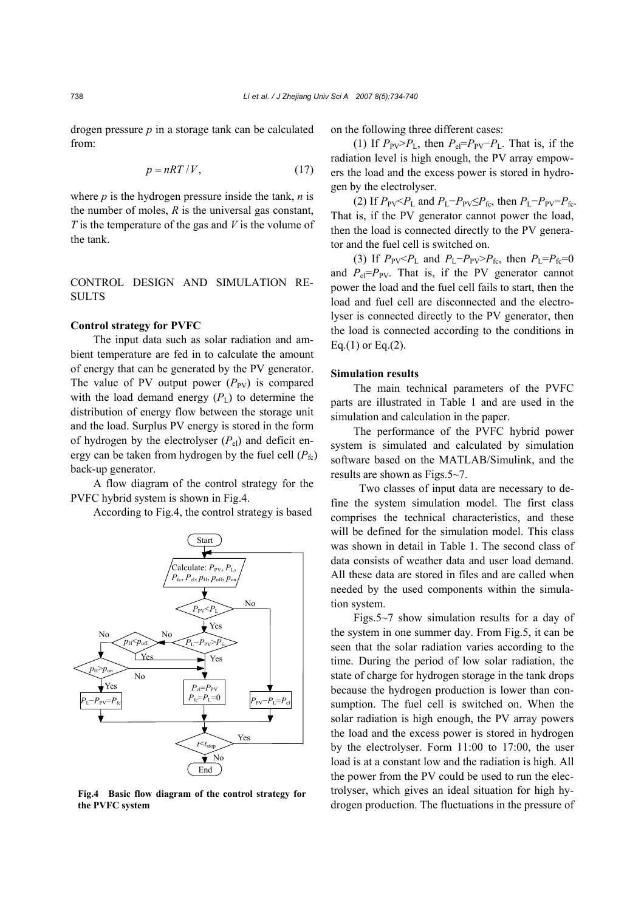drogen pressure $p$ in a storage tank can be calculated from:

$$p = nRT/V, \tag{17}$$

where $p$ is the hydrogen pressure inside the tank, $n$ is the number of moles, $R$ is the universal gas constant, $T$ is the temperature of the gas and $V$ is the volume of the tank.

## CONTROL DESIGN AND SIMULATION RESULTS

### Control strategy for PVFC

The input data such as solar radiation and ambient temperature are fed in to calculate the amount of energy that can be generated by the PV generator. The value of PV output power ($P_{\mathrm{PV}}$) is compared with the load demand energy ($P_{\mathrm{L}}$) to determine the distribution of energy flow between the storage unit and the load. Surplus PV energy is stored in the form of hydrogen by the electrolyser ($P_{\mathrm{el}}$) and deficit energy can be taken from hydrogen by the fuel cell ($P_{\mathrm{fc}}$) back-up generator.

A flow diagram of the control strategy for the PVFC hybrid system is shown in Fig.4.

According to Fig.4, the control strategy is based on the following three different cases:

(1) If $P_{\mathrm{PV}}>P_{\mathrm{L}}$, then $P_{\mathrm{el}}=P_{\mathrm{PV}}-P_{\mathrm{L}}$. That is, if the radiation level is high enough, the PV array empowers the load and the excess power is stored in hydrogen by the electrolyser.

(2) If $P_{\mathrm{PV}}<P_{\mathrm{L}}$ and $P_{\mathrm{L}}-P_{\mathrm{PV}}\leq P_{\mathrm{fc}}$, then $P_{\mathrm{L}}-P_{\mathrm{PV}}=P_{\mathrm{fc}}$. That is, if the PV generator cannot power the load, then the load is connected directly to the PV generator and the fuel cell is switched on.

(3) If $P_{\mathrm{PV}}<P_{\mathrm{L}}$ and $P_{\mathrm{L}}-P_{\mathrm{PV}}>P_{\mathrm{fc}}$, then $P_{\mathrm{L}}=P_{\mathrm{fc}}=0$ and $P_{\mathrm{el}}=P_{\mathrm{PV}}$. That is, if the PV generator cannot power the load and the fuel cell fails to start, then the load and fuel cell are disconnected and the electrolyser is connected directly to the PV generator, then the load is connected according to the conditions in Eq.(1) or Eq.(2).

Fig.4 Basic flow diagram of the control strategy for the PVFC system

### Simulation results

The main technical parameters of the PVFC parts are illustrated in Table 1 and are used in the simulation and calculation in the paper.

The performance of the PVFC hybrid power system is simulated and calculated by simulation software based on the MATLAB/Simulink, and the results are shown as Figs.5~7.

Two classes of input data are necessary to define the system simulation model. The first class comprises the technical characteristics, and these will be defined for the simulation model. This class was shown in detail in Table 1. The second class of data consists of weather data and user load demand. All these data are stored in files and are called when needed by the used components within the simulation system.

Figs.5~7 show simulation results for a day of the system in one summer day. From Fig.5, it can be seen that the solar radiation varies according to the time. During the period of low solar radiation, the state of charge for hydrogen storage in the tank drops because the hydrogen production is lower than consumption. The fuel cell is switched on. When the solar radiation is high enough, the PV array powers the load and the excess power is stored in hydrogen by the electrolyser. Form 11:00 to 17:00, the user load is at a constant low and the radiation is high. All the power from the PV could be used to run the electrolyser, which gives an ideal situation for high hydrogen production. The fluctuations in the pressure of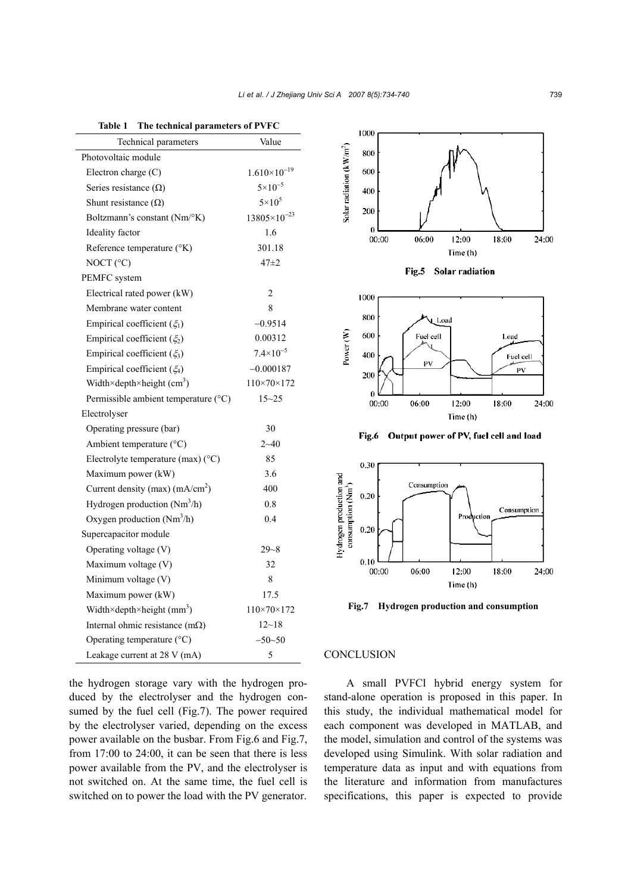**Table 1 The technical parameters of PVFC**

| Technical parameters | Value |
|---|---|
| Photovoltaic module | |
| Electron charge (C) | $1.610\times10^{-19}$ |
| Series resistance (Ω) | $5\times10^{-5}$ |
| Shunt resistance (Ω) | $5\times10^{5}$ |
| Boltzmann's constant (Nm/°K) | $13805\times10^{-23}$ |
| Ideality factor | 1.6 |
| Reference temperature (°K) | 301.18 |
| NOCT (°C) | 47±2 |
| PEMFC system | |
| Electrical rated power (kW) | 2 |
| Membrane water content | 8 |
| Empirical coefficient ($\xi_1$) | −0.9514 |
| Empirical coefficient ($\xi_2$) | 0.00312 |
| Empirical coefficient ($\xi_3$) | $7.4\times10^{-5}$ |
| Empirical coefficient ($\xi_4$) | −0.000187 |
| Width×depth×height (cm$^3$) | 110×70×172 |
| Permissible ambient temperature (°C) | 15~25 |
| Electrolyser | |
| Operating pressure (bar) | 30 |
| Ambient temperature (°C) | 2~40 |
| Electrolyte temperature (max) (°C) | 85 |
| Maximum power (kW) | 3.6 |
| Current density (max) (mA/cm$^2$) | 400 |
| Hydrogen production (Nm$^3$/h) | 0.8 |
| Oxygen production (Nm$^3$/h) | 0.4 |
| Supercapacitor module | |
| Operating voltage (V) | 29~8 |
| Maximum voltage (V) | 32 |
| Minimum voltage (V) | 8 |
| Maximum power (kW) | 17.5 |
| Width×depth×height (mm$^3$) | 110×70×172 |
| Internal ohmic resistance (mΩ) | 12~18 |
| Operating temperature (°C) | −50~50 |
| Leakage current at 28 V (mA) | 5 |

the hydrogen storage vary with the hydrogen produced by the electrolyser and the hydrogen consumed by the fuel cell (Fig.7). The power required by the electrolyser varied, depending on the excess power available on the busbar. From Fig.6 and Fig.7, from 17:00 to 24:00, it can be seen that there is less power available from the PV, and the electrolyser is not switched on. At the same time, the fuel cell is switched on to power the load with the PV generator.

**Fig.5 Solar radiation**

**Fig.6 Output power of PV, fuel cell and load**

**Fig.7 Hydrogen production and consumption**

## CONCLUSION

A small PVFCl hybrid energy system for stand-alone operation is proposed in this paper. In this study, the individual mathematical model for each component was developed in MATLAB, and the model, simulation and control of the systems was developed using Simulink. With solar radiation and temperature data as input and with equations from the literature and information from manufactures specifications, this paper is expected to provide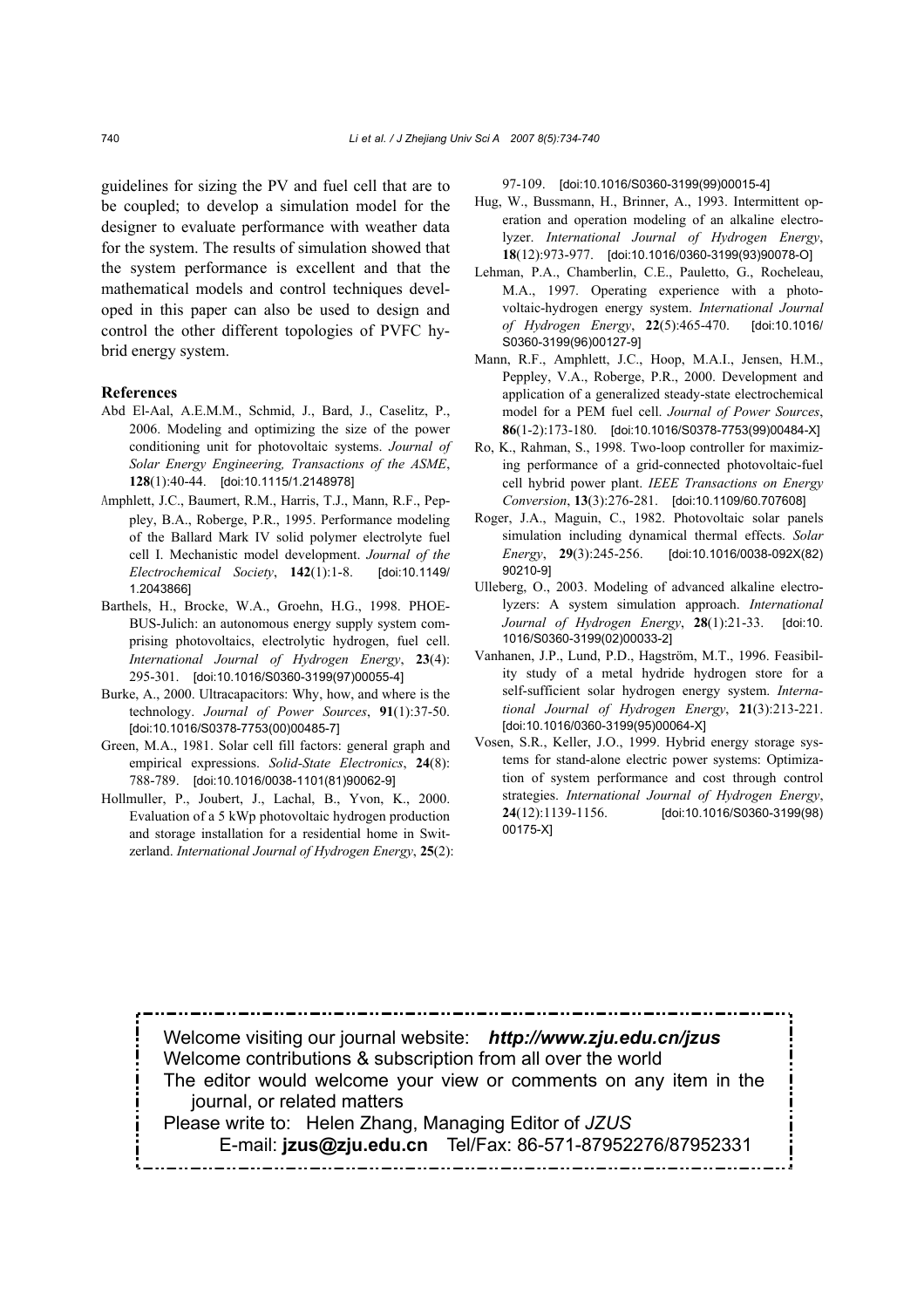guidelines for sizing the PV and fuel cell that are to be coupled; to develop a simulation model for the designer to evaluate performance with weather data for the system. The results of simulation showed that the system performance is excellent and that the mathematical models and control techniques developed in this paper can also be used to design and control the other different topologies of PVFC hybrid energy system.

## References

Abd El-Aal, A.E.M.M., Schmid, J., Bard, J., Caselitz, P., 2006. Modeling and optimizing the size of the power conditioning unit for photovoltaic systems. *Journal of Solar Energy Engineering, Transactions of the ASME*, **128**(1):40-44. [doi:10.1115/1.2148978]

Amphlett, J.C., Baumert, R.M., Harris, T.J., Mann, R.F., Peppley, B.A., Roberge, P.R., 1995. Performance modeling of the Ballard Mark IV solid polymer electrolyte fuel cell I. Mechanistic model development. *Journal of the Electrochemical Society*, **142**(1):1-8. [doi:10.1149/1.2043866]

Barthels, H., Brocke, W.A., Groehn, H.G., 1998. PHOEBUS-Julich: an autonomous energy supply system comprising photovoltaics, electrolytic hydrogen, fuel cell. *International Journal of Hydrogen Energy*, **23**(4):295-301. [doi:10.1016/S0360-3199(97)00055-4]

Burke, A., 2000. Ultracapacitors: Why, how, and where is the technology. *Journal of Power Sources*, **91**(1):37-50. [doi:10.1016/S0378-7753(00)00485-7]

Green, M.A., 1981. Solar cell fill factors: general graph and empirical expressions. *Solid-State Electronics*, **24**(8):788-789. [doi:10.1016/0038-1101(81)90062-9]

Hollmuller, P., Joubert, J., Lachal, B., Yvon, K., 2000. Evaluation of a 5 kWp photovoltaic hydrogen production and storage installation for a residential home in Switzerland. *International Journal of Hydrogen Energy*, **25**(2):97-109. [doi:10.1016/S0360-3199(99)00015-4]

Hug, W., Bussmann, H., Brinner, A., 1993. Intermittent operation and operation modeling of an alkaline electrolyzer. *International Journal of Hydrogen Energy*, **18**(12):973-977. [doi:10.1016/0360-3199(93)90078-O]

Lehman, P.A., Chamberlin, C.E., Pauletto, G., Rocheleau, M.A., 1997. Operating experience with a photovoltaic-hydrogen energy system. *International Journal of Hydrogen Energy*, **22**(5):465-470. [doi:10.1016/S0360-3199(96)00127-9]

Mann, R.F., Amphlett, J.C., Hoop, M.A.I., Jensen, H.M., Peppley, V.A., Roberge, P.R., 2000. Development and application of a generalized steady-state electrochemical model for a PEM fuel cell. *Journal of Power Sources*, **86**(1-2):173-180. [doi:10.1016/S0378-7753(99)00484-X]

Ro, K., Rahman, S., 1998. Two-loop controller for maximizing performance of a grid-connected photovoltaic-fuel cell hybrid power plant. *IEEE Transactions on Energy Conversion*, **13**(3):276-281. [doi:10.1109/60.707608]

Roger, J.A., Maguin, C., 1982. Photovoltaic solar panels simulation including dynamical thermal effects. *Solar Energy*, **29**(3):245-256. [doi:10.1016/0038-092X(82)90210-9]

Ulleberg, O., 2003. Modeling of advanced alkaline electrolyzers: A system simulation approach. *International Journal of Hydrogen Energy*, **28**(1):21-33. [doi:10.1016/S0360-3199(02)00033-2]

Vanhanen, J.P., Lund, P.D., Hagström, M.T., 1996. Feasibility study of a metal hydride hydrogen store for a self-sufficient solar hydrogen energy system. *International Journal of Hydrogen Energy*, **21**(3):213-221. [doi:10.1016/0360-3199(95)00064-X]

Vosen, S.R., Keller, J.O., 1999. Hybrid energy storage systems for stand-alone electric power systems: Optimization of system performance and cost through control strategies. *International Journal of Hydrogen Energy*, **24**(12):1139-1156. [doi:10.1016/S0360-3199(98)00175-X]

Welcome visiting our journal website: ***http://www.zju.edu.cn/jzus***
Welcome contributions & subscription from all over the world
The editor would welcome your view or comments on any item in the journal, or related matters
Please write to: Helen Zhang, Managing Editor of *JZUS*
E-mail: **jzus@zju.edu.cn** Tel/Fax: 86-571-87952276/87952331